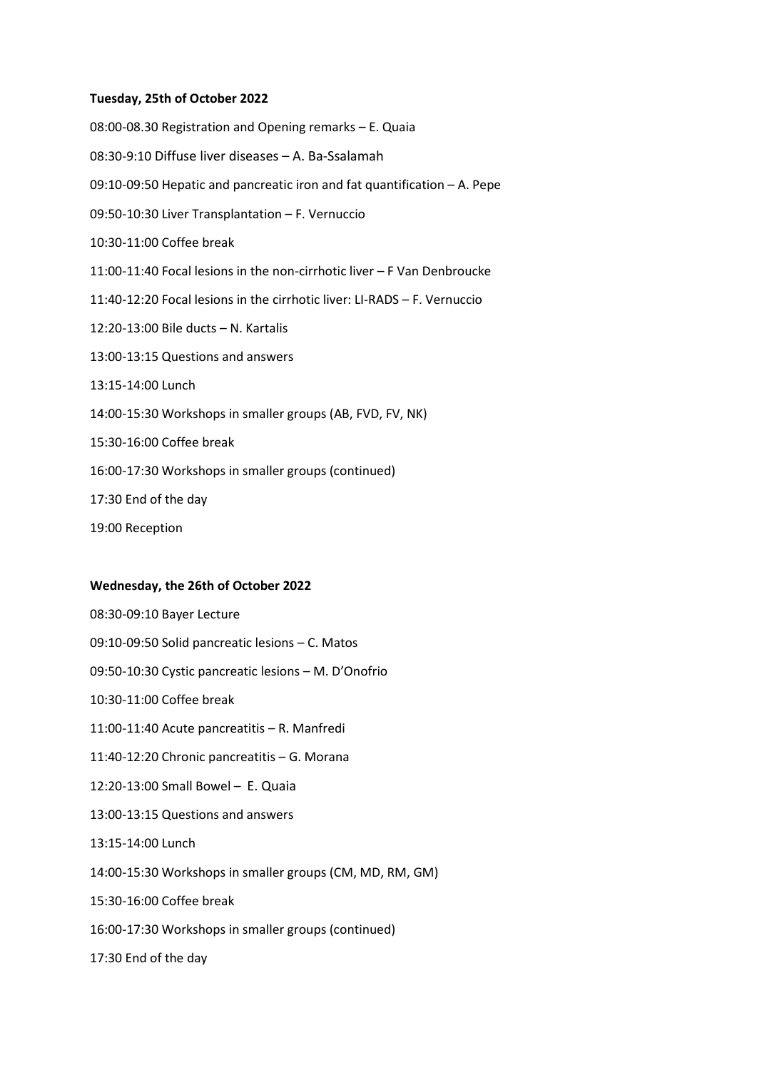**Tuesday, 25th of October 2022**

08:00-08.30 Registration and Opening remarks – E. Quaia

08:30-9:10 Diffuse liver diseases – A. Ba-Ssalamah

09:10-09:50 Hepatic and pancreatic iron and fat quantification – A. Pepe

09:50-10:30 Liver Transplantation – F. Vernuccio

10:30-11:00 Coffee break

11:00-11:40 Focal lesions in the non-cirrhotic liver – F Van Denbroucke

11:40-12:20 Focal lesions in the cirrhotic liver: LI-RADS – F. Vernuccio

12:20-13:00 Bile ducts – N. Kartalis

13:00-13:15 Questions and answers

13:15-14:00 Lunch

14:00-15:30 Workshops in smaller groups (AB, FVD, FV, NK)

15:30-16:00 Coffee break

16:00-17:30 Workshops in smaller groups (continued)

17:30 End of the day

19:00 Reception

**Wednesday, the 26th of October 2022**

08:30-09:10 Bayer Lecture

09:10-09:50 Solid pancreatic lesions – C. Matos

09:50-10:30 Cystic pancreatic lesions – M. D'Onofrio

10:30-11:00 Coffee break

11:00-11:40 Acute pancreatitis – R. Manfredi

11:40-12:20 Chronic pancreatitis – G. Morana

12:20-13:00 Small Bowel – E. Quaia

13:00-13:15 Questions and answers

13:15-14:00 Lunch

14:00-15:30 Workshops in smaller groups (CM, MD, RM, GM)

15:30-16:00 Coffee break

16:00-17:30 Workshops in smaller groups (continued)

17:30 End of the day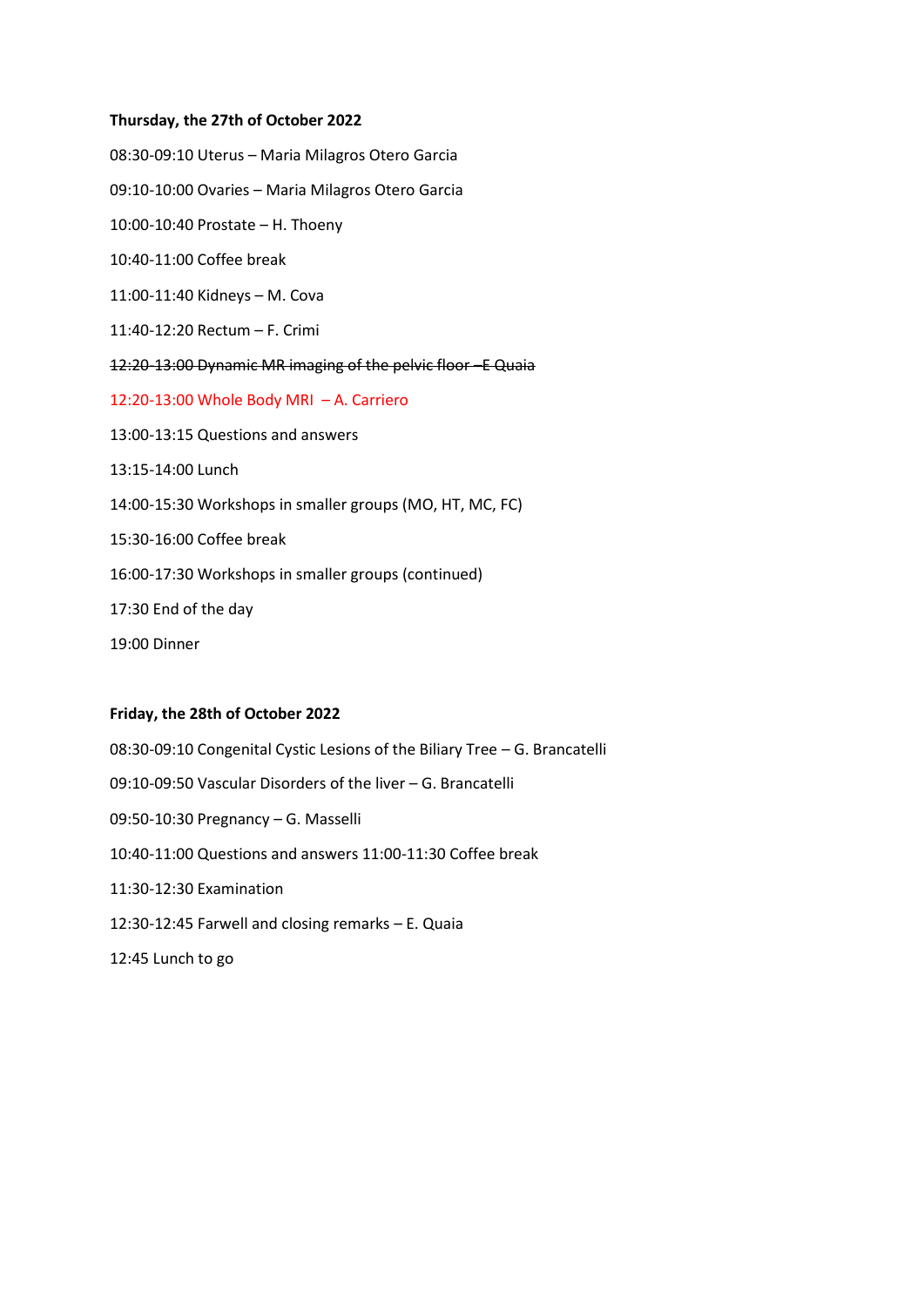**Thursday, the 27th of October 2022**

08:30-09:10 Uterus – Maria Milagros Otero Garcia

09:10-10:00 Ovaries – Maria Milagros Otero Garcia

10:00-10:40 Prostate – H. Thoeny

10:40-11:00 Coffee break

11:00-11:40 Kidneys – M. Cova

11:40-12:20 Rectum – F. Crimi

~~12:20-13:00 Dynamic MR imaging of the pelvic floor –E Quaia~~

12:20-13:00 Whole Body MRI – A. Carriero

13:00-13:15 Questions and answers

13:15-14:00 Lunch

14:00-15:30 Workshops in smaller groups (MO, HT, MC, FC)

15:30-16:00 Coffee break

16:00-17:30 Workshops in smaller groups (continued)

17:30 End of the day

19:00 Dinner

**Friday, the 28th of October 2022**

08:30-09:10 Congenital Cystic Lesions of the Biliary Tree – G. Brancatelli

09:10-09:50 Vascular Disorders of the liver – G. Brancatelli

09:50-10:30 Pregnancy – G. Masselli

10:40-11:00 Questions and answers 11:00-11:30 Coffee break

11:30-12:30 Examination

12:30-12:45 Farwell and closing remarks – E. Quaia

12:45 Lunch to go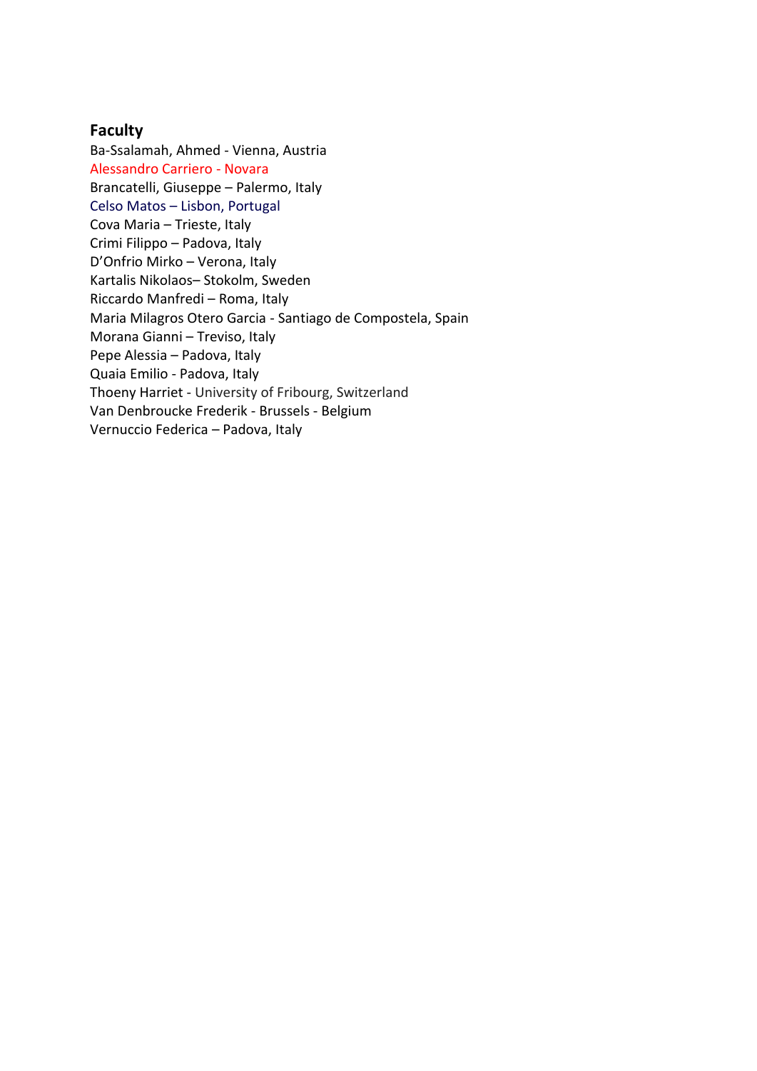## Faculty

Ba-Ssalamah, Ahmed - Vienna, Austria  
Alessandro Carriero - Novara  
Brancatelli, Giuseppe – Palermo, Italy  
Celso Matos – Lisbon, Portugal  
Cova Maria – Trieste, Italy  
Crimi Filippo – Padova, Italy  
D'Onfrio Mirko – Verona, Italy  
Kartalis Nikolaos– Stokolm, Sweden  
Riccardo Manfredi – Roma, Italy  
Maria Milagros Otero Garcia - Santiago de Compostela, Spain  
Morana Gianni – Treviso, Italy  
Pepe Alessia – Padova, Italy  
Quaia Emilio - Padova, Italy  
Thoeny Harriet - University of Fribourg, Switzerland  
Van Denbroucke Frederik - Brussels - Belgium  
Vernuccio Federica – Padova, Italy